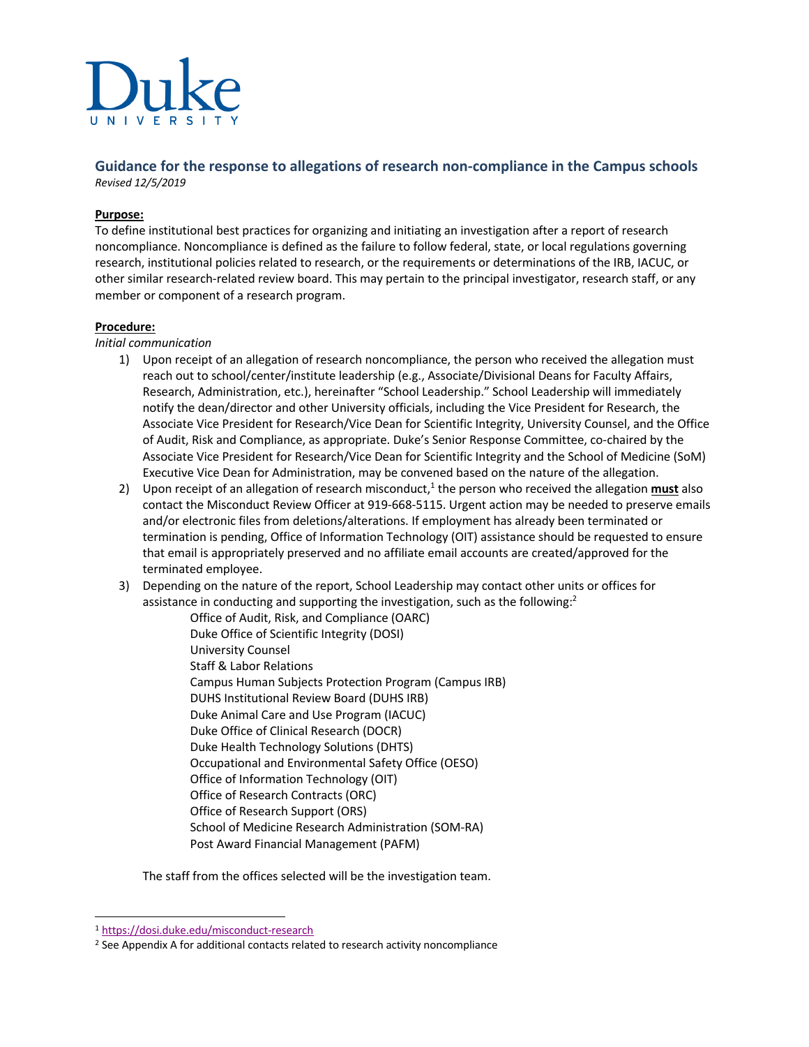Duke
UNIVERSITY

## Guidance for the response to allegations of research non-compliance in the Campus schools

*Revised 12/5/2019*

**Purpose:**

To define institutional best practices for organizing and initiating an investigation after a report of research noncompliance. Noncompliance is defined as the failure to follow federal, state, or local regulations governing research, institutional policies related to research, or the requirements or determinations of the IRB, IACUC, or other similar research-related review board. This may pertain to the principal investigator, research staff, or any member or component of a research program.

**Procedure:**

*Initial communication*

1) Upon receipt of an allegation of research noncompliance, the person who received the allegation must reach out to school/center/institute leadership (e.g., Associate/Divisional Deans for Faculty Affairs, Research, Administration, etc.), hereinafter "School Leadership." School Leadership will immediately notify the dean/director and other University officials, including the Vice President for Research, the Associate Vice President for Research/Vice Dean for Scientific Integrity, University Counsel, and the Office of Audit, Risk and Compliance, as appropriate. Duke's Senior Response Committee, co-chaired by the Associate Vice President for Research/Vice Dean for Scientific Integrity and the School of Medicine (SoM) Executive Vice Dean for Administration, may be convened based on the nature of the allegation.
2) Upon receipt of an allegation of research misconduct,[1] the person who received the allegation **must** also contact the Misconduct Review Officer at 919-668-5115. Urgent action may be needed to preserve emails and/or electronic files from deletions/alterations. If employment has already been terminated or termination is pending, Office of Information Technology (OIT) assistance should be requested to ensure that email is appropriately preserved and no affiliate email accounts are created/approved for the terminated employee.
3) Depending on the nature of the report, School Leadership may contact other units or offices for assistance in conducting and supporting the investigation, such as the following:[2]

   Office of Audit, Risk, and Compliance (OARC)
   Duke Office of Scientific Integrity (DOSI)
   University Counsel
   Staff & Labor Relations
   Campus Human Subjects Protection Program (Campus IRB)
   DUHS Institutional Review Board (DUHS IRB)
   Duke Animal Care and Use Program (IACUC)
   Duke Office of Clinical Research (DOCR)
   Duke Health Technology Solutions (DHTS)
   Occupational and Environmental Safety Office (OESO)
   Office of Information Technology (OIT)
   Office of Research Contracts (ORC)
   Office of Research Support (ORS)
   School of Medicine Research Administration (SOM-RA)
   Post Award Financial Management (PAFM)

   The staff from the offices selected will be the investigation team.

---

[1] https://dosi.duke.edu/misconduct-research

[2] See Appendix A for additional contacts related to research activity noncompliance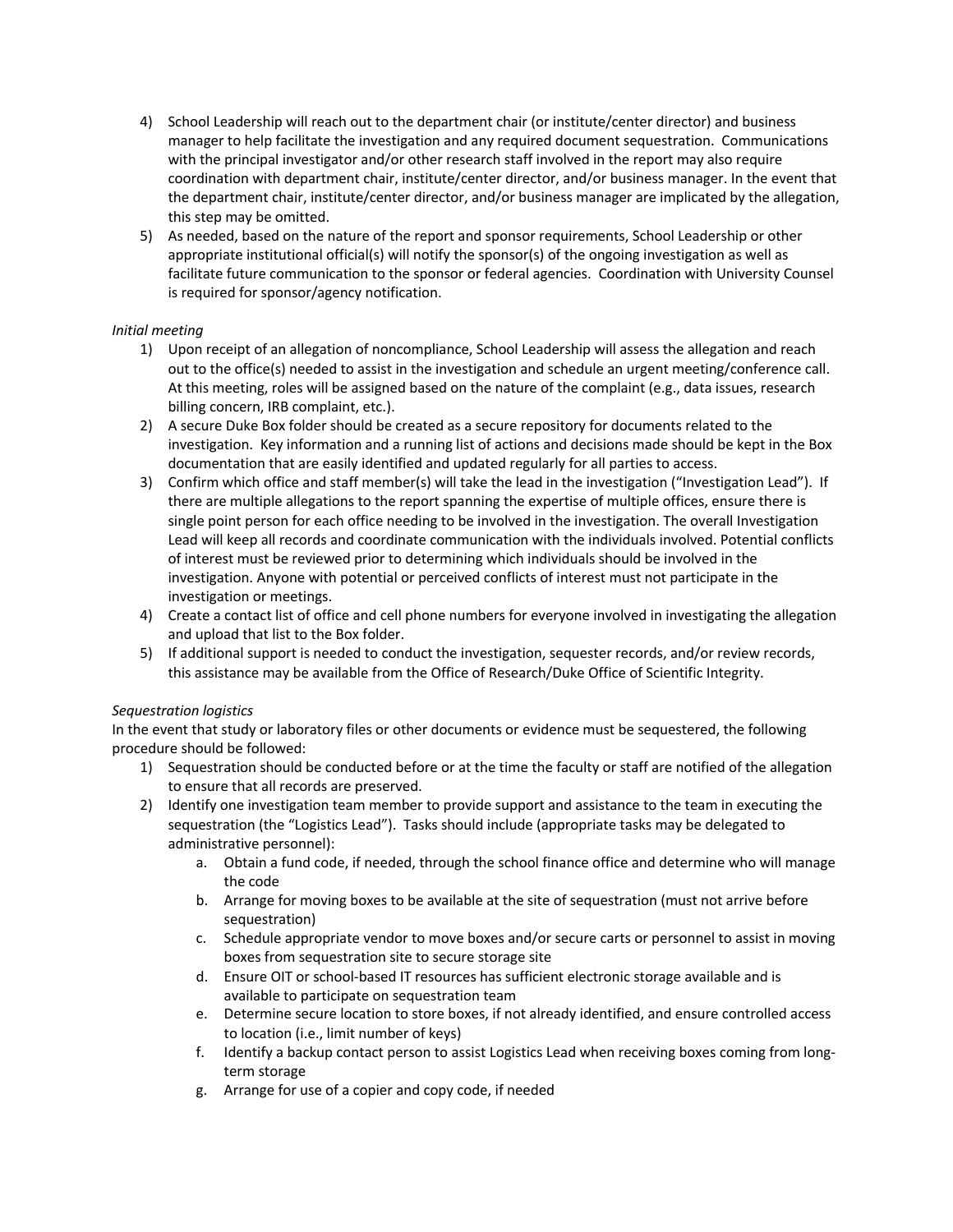4) School Leadership will reach out to the department chair (or institute/center director) and business manager to help facilitate the investigation and any required document sequestration. Communications with the principal investigator and/or other research staff involved in the report may also require coordination with department chair, institute/center director, and/or business manager. In the event that the department chair, institute/center director, and/or business manager are implicated by the allegation, this step may be omitted.
5) As needed, based on the nature of the report and sponsor requirements, School Leadership or other appropriate institutional official(s) will notify the sponsor(s) of the ongoing investigation as well as facilitate future communication to the sponsor or federal agencies. Coordination with University Counsel is required for sponsor/agency notification.

*Initial meeting*

1) Upon receipt of an allegation of noncompliance, School Leadership will assess the allegation and reach out to the office(s) needed to assist in the investigation and schedule an urgent meeting/conference call. At this meeting, roles will be assigned based on the nature of the complaint (e.g., data issues, research billing concern, IRB complaint, etc.).
2) A secure Duke Box folder should be created as a secure repository for documents related to the investigation. Key information and a running list of actions and decisions made should be kept in the Box documentation that are easily identified and updated regularly for all parties to access.
3) Confirm which office and staff member(s) will take the lead in the investigation ("Investigation Lead"). If there are multiple allegations to the report spanning the expertise of multiple offices, ensure there is single point person for each office needing to be involved in the investigation. The overall Investigation Lead will keep all records and coordinate communication with the individuals involved. Potential conflicts of interest must be reviewed prior to determining which individuals should be involved in the investigation. Anyone with potential or perceived conflicts of interest must not participate in the investigation or meetings.
4) Create a contact list of office and cell phone numbers for everyone involved in investigating the allegation and upload that list to the Box folder.
5) If additional support is needed to conduct the investigation, sequester records, and/or review records, this assistance may be available from the Office of Research/Duke Office of Scientific Integrity.

*Sequestration logistics*

In the event that study or laboratory files or other documents or evidence must be sequestered, the following procedure should be followed:

1) Sequestration should be conducted before or at the time the faculty or staff are notified of the allegation to ensure that all records are preserved.
2) Identify one investigation team member to provide support and assistance to the team in executing the sequestration (the "Logistics Lead"). Tasks should include (appropriate tasks may be delegated to administrative personnel):
    a. Obtain a fund code, if needed, through the school finance office and determine who will manage the code
    b. Arrange for moving boxes to be available at the site of sequestration (must not arrive before sequestration)
    c. Schedule appropriate vendor to move boxes and/or secure carts or personnel to assist in moving boxes from sequestration site to secure storage site
    d. Ensure OIT or school-based IT resources has sufficient electronic storage available and is available to participate on sequestration team
    e. Determine secure location to store boxes, if not already identified, and ensure controlled access to location (i.e., limit number of keys)
    f. Identify a backup contact person to assist Logistics Lead when receiving boxes coming from long-term storage
    g. Arrange for use of a copier and copy code, if needed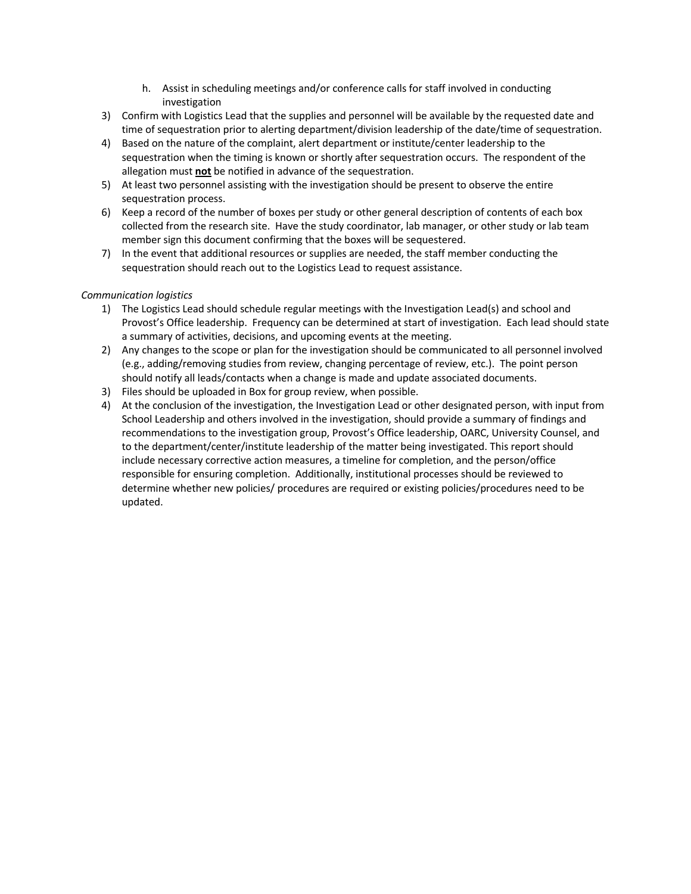h. Assist in scheduling meetings and/or conference calls for staff involved in conducting investigation

3) Confirm with Logistics Lead that the supplies and personnel will be available by the requested date and time of sequestration prior to alerting department/division leadership of the date/time of sequestration.
4) Based on the nature of the complaint, alert department or institute/center leadership to the sequestration when the timing is known or shortly after sequestration occurs. The respondent of the allegation must <u>**not**</u> be notified in advance of the sequestration.
5) At least two personnel assisting with the investigation should be present to observe the entire sequestration process.
6) Keep a record of the number of boxes per study or other general description of contents of each box collected from the research site. Have the study coordinator, lab manager, or other study or lab team member sign this document confirming that the boxes will be sequestered.
7) In the event that additional resources or supplies are needed, the staff member conducting the sequestration should reach out to the Logistics Lead to request assistance.

*Communication logistics*

1) The Logistics Lead should schedule regular meetings with the Investigation Lead(s) and school and Provost's Office leadership. Frequency can be determined at start of investigation. Each lead should state a summary of activities, decisions, and upcoming events at the meeting.
2) Any changes to the scope or plan for the investigation should be communicated to all personnel involved (e.g., adding/removing studies from review, changing percentage of review, etc.). The point person should notify all leads/contacts when a change is made and update associated documents.
3) Files should be uploaded in Box for group review, when possible.
4) At the conclusion of the investigation, the Investigation Lead or other designated person, with input from School Leadership and others involved in the investigation, should provide a summary of findings and recommendations to the investigation group, Provost's Office leadership, OARC, University Counsel, and to the department/center/institute leadership of the matter being investigated. This report should include necessary corrective action measures, a timeline for completion, and the person/office responsible for ensuring completion. Additionally, institutional processes should be reviewed to determine whether new policies/ procedures are required or existing policies/procedures need to be updated.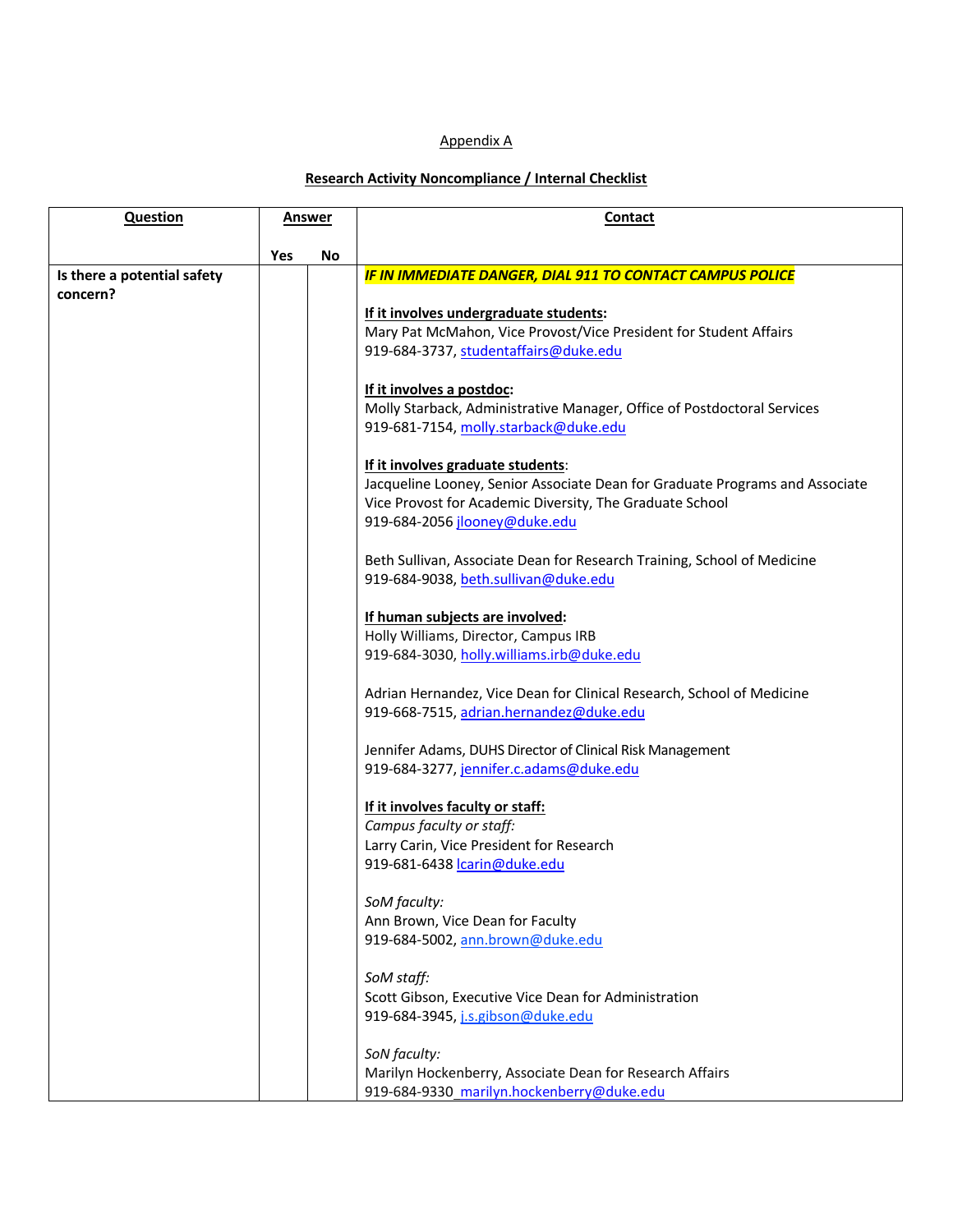Appendix A

**Research Activity Noncompliance / Internal Checklist**

| Question | Answer | | Contact |
|---|---|---|---|
| | Yes | No | |
| **Is there a potential safety concern?** | | | ***IF IN IMMEDIATE DANGER, DIAL 911 TO CONTACT CAMPUS POLICE***<br><br>**If it involves undergraduate students:**<br>Mary Pat McMahon, Vice Provost/Vice President for Student Affairs<br>919-684-3737, studentaffairs@duke.edu<br><br>**If it involves a postdoc:**<br>Molly Starback, Administrative Manager, Office of Postdoctoral Services<br>919-681-7154, molly.starback@duke.edu<br><br>**If it involves graduate students:**<br>Jacqueline Looney, Senior Associate Dean for Graduate Programs and Associate Vice Provost for Academic Diversity, The Graduate School<br>919-684-2056 jlooney@duke.edu<br><br>Beth Sullivan, Associate Dean for Research Training, School of Medicine<br>919-684-9038, beth.sullivan@duke.edu<br><br>**If human subjects are involved:**<br>Holly Williams, Director, Campus IRB<br>919-684-3030, holly.williams.irb@duke.edu<br><br>Adrian Hernandez, Vice Dean for Clinical Research, School of Medicine<br>919-668-7515, adrian.hernandez@duke.edu<br><br>Jennifer Adams, DUHS Director of Clinical Risk Management<br>919-684-3277, jennifer.c.adams@duke.edu<br><br>**If it involves faculty or staff:**<br>*Campus faculty or staff:*<br>Larry Carin, Vice President for Research<br>919-681-6438 lcarin@duke.edu<br><br>*SoM faculty:*<br>Ann Brown, Vice Dean for Faculty<br>919-684-5002, ann.brown@duke.edu<br><br>*SoM staff:*<br>Scott Gibson, Executive Vice Dean for Administration<br>919-684-3945, j.s.gibson@duke.edu<br><br>*SoN faculty:*<br>Marilyn Hockenberry, Associate Dean for Research Affairs<br>919-684-9330 marilyn.hockenberry@duke.edu |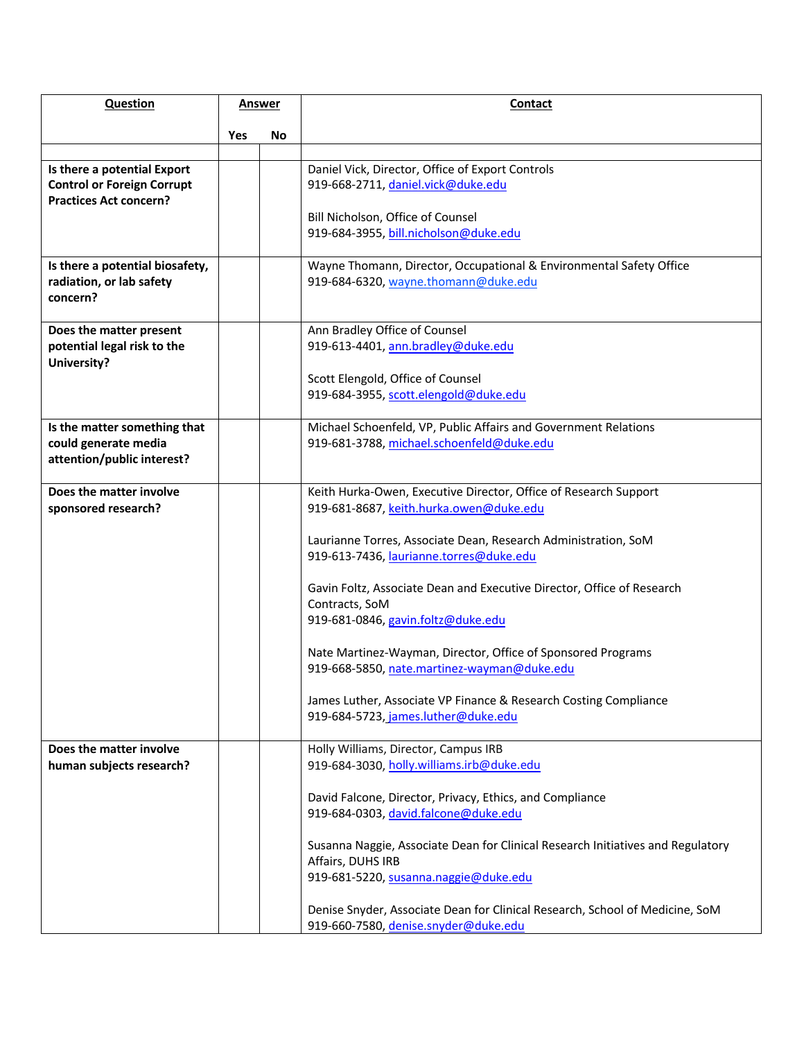| Question | Answer | | Contact |
|---|---|---|---|
| | Yes | No | |
| | | | |
| **Is there a potential Export Control or Foreign Corrupt Practices Act concern?** | | | Daniel Vick, Director, Office of Export Controls<br>919-668-2711, daniel.vick@duke.edu<br><br>Bill Nicholson, Office of Counsel<br>919-684-3955, bill.nicholson@duke.edu |
| **Is there a potential biosafety, radiation, or lab safety concern?** | | | Wayne Thomann, Director, Occupational & Environmental Safety Office<br>919-684-6320, wayne.thomann@duke.edu |
| **Does the matter present potential legal risk to the University?** | | | Ann Bradley Office of Counsel<br>919-613-4401, ann.bradley@duke.edu<br><br>Scott Elengold, Office of Counsel<br>919-684-3955, scott.elengold@duke.edu |
| **Is the matter something that could generate media attention/public interest?** | | | Michael Schoenfeld, VP, Public Affairs and Government Relations<br>919-681-3788, michael.schoenfeld@duke.edu |
| **Does the matter involve sponsored research?** | | | Keith Hurka-Owen, Executive Director, Office of Research Support<br>919-681-8687, keith.hurka.owen@duke.edu<br><br>Laurianne Torres, Associate Dean, Research Administration, SoM<br>919-613-7436, laurianne.torres@duke.edu<br><br>Gavin Foltz, Associate Dean and Executive Director, Office of Research Contracts, SoM<br>919-681-0846, gavin.foltz@duke.edu<br><br>Nate Martinez-Wayman, Director, Office of Sponsored Programs<br>919-668-5850, nate.martinez-wayman@duke.edu<br><br>James Luther, Associate VP Finance & Research Costing Compliance<br>919-684-5723, james.luther@duke.edu |
| **Does the matter involve human subjects research?** | | | Holly Williams, Director, Campus IRB<br>919-684-3030, holly.williams.irb@duke.edu<br><br>David Falcone, Director, Privacy, Ethics, and Compliance<br>919-684-0303, david.falcone@duke.edu<br><br>Susanna Naggie, Associate Dean for Clinical Research Initiatives and Regulatory Affairs, DUHS IRB<br>919-681-5220, susanna.naggie@duke.edu<br><br>Denise Snyder, Associate Dean for Clinical Research, School of Medicine, SoM<br>919-660-7580, denise.snyder@duke.edu |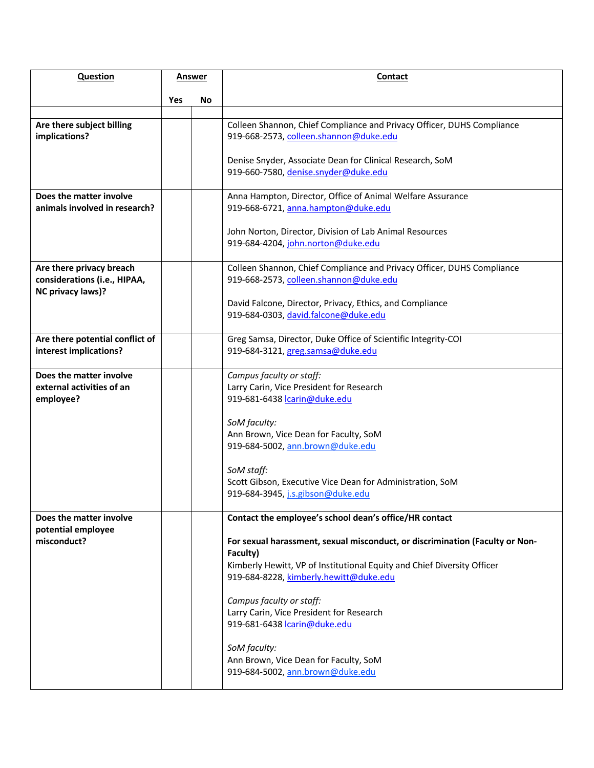| **Question** | **Answer** | | **Contact** |
|---|---|---|---|
| | **Yes** | **No** | |
| | | | |
| **Are there subject billing implications?** | | | Colleen Shannon, Chief Compliance and Privacy Officer, DUHS Compliance<br>919-668-2573, colleen.shannon@duke.edu<br><br>Denise Snyder, Associate Dean for Clinical Research, SoM<br>919-660-7580, denise.snyder@duke.edu |
| **Does the matter involve animals involved in research?** | | | Anna Hampton, Director, Office of Animal Welfare Assurance<br>919-668-6721, anna.hampton@duke.edu<br><br>John Norton, Director, Division of Lab Animal Resources<br>919-684-4204, john.norton@duke.edu |
| **Are there privacy breach considerations (i.e., HIPAA, NC privacy laws)?** | | | Colleen Shannon, Chief Compliance and Privacy Officer, DUHS Compliance<br>919-668-2573, colleen.shannon@duke.edu<br><br>David Falcone, Director, Privacy, Ethics, and Compliance<br>919-684-0303, david.falcone@duke.edu |
| **Are there potential conflict of interest implications?** | | | Greg Samsa, Director, Duke Office of Scientific Integrity-COI<br>919-684-3121, greg.samsa@duke.edu |
| **Does the matter involve external activities of an employee?** | | | *Campus faculty or staff:*<br>Larry Carin, Vice President for Research<br>919-681-6438 lcarin@duke.edu<br><br>*SoM faculty:*<br>Ann Brown, Vice Dean for Faculty, SoM<br>919-684-5002, ann.brown@duke.edu<br><br>*SoM staff:*<br>Scott Gibson, Executive Vice Dean for Administration, SoM<br>919-684-3945, j.s.gibson@duke.edu |
| **Does the matter involve potential employee misconduct?** | | | **Contact the employee's school dean's office/HR contact**<br><br>**For sexual harassment, sexual misconduct, or discrimination (Faculty or Non-Faculty)**<br>Kimberly Hewitt, VP of Institutional Equity and Chief Diversity Officer<br>919-684-8228, kimberly.hewitt@duke.edu<br><br>*Campus faculty or staff:*<br>Larry Carin, Vice President for Research<br>919-681-6438 lcarin@duke.edu<br><br>*SoM faculty:*<br>Ann Brown, Vice Dean for Faculty, SoM<br>919-684-5002, ann.brown@duke.edu |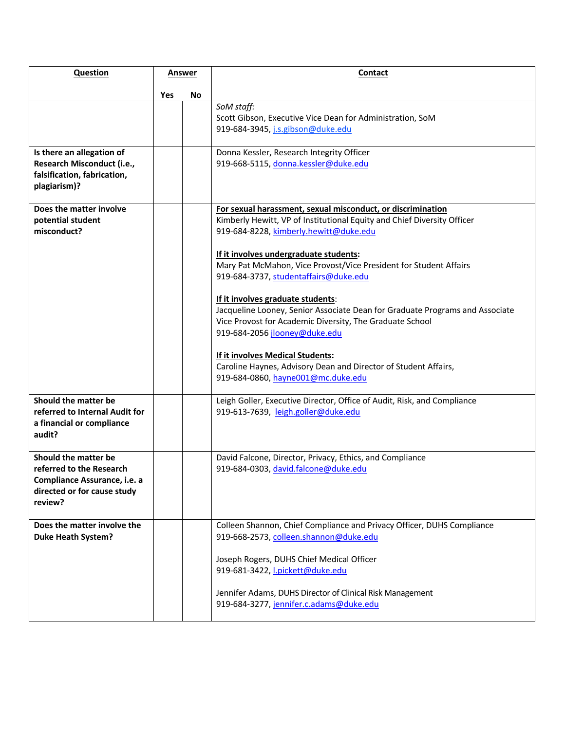| Question | Answer | | Contact |
|---|---|---|---|
| | Yes | No | |
| | | | *SoM staff:* Scott Gibson, Executive Vice Dean for Administration, SoM 919-684-3945, j.s.gibson@duke.edu |
| **Is there an allegation of Research Misconduct (i.e., falsification, fabrication, plagiarism)?** | | | Donna Kessler, Research Integrity Officer 919-668-5115, donna.kessler@duke.edu |
| **Does the matter involve potential student misconduct?** | | | **For sexual harassment, sexual misconduct, or discrimination** Kimberly Hewitt, VP of Institutional Equity and Chief Diversity Officer 919-684-8228, kimberly.hewitt@duke.edu<br><br>**If it involves undergraduate students:** Mary Pat McMahon, Vice Provost/Vice President for Student Affairs 919-684-3737, studentaffairs@duke.edu<br><br>**If it involves graduate students:** Jacqueline Looney, Senior Associate Dean for Graduate Programs and Associate Vice Provost for Academic Diversity, The Graduate School 919-684-2056 jlooney@duke.edu<br><br>**If it involves Medical Students:** Caroline Haynes, Advisory Dean and Director of Student Affairs, 919-684-0860, hayne001@mc.duke.edu |
| **Should the matter be referred to Internal Audit for a financial or compliance audit?** | | | Leigh Goller, Executive Director, Office of Audit, Risk, and Compliance 919-613-7639, leigh.goller@duke.edu |
| **Should the matter be referred to the Research Compliance Assurance, i.e. a directed or for cause study review?** | | | David Falcone, Director, Privacy, Ethics, and Compliance 919-684-0303, david.falcone@duke.edu |
| **Does the matter involve the Duke Heath System?** | | | Colleen Shannon, Chief Compliance and Privacy Officer, DUHS Compliance 919-668-2573, colleen.shannon@duke.edu<br><br>Joseph Rogers, DUHS Chief Medical Officer 919-681-3422, l.pickett@duke.edu<br><br>Jennifer Adams, DUHS Director of Clinical Risk Management 919-684-3277, jennifer.c.adams@duke.edu |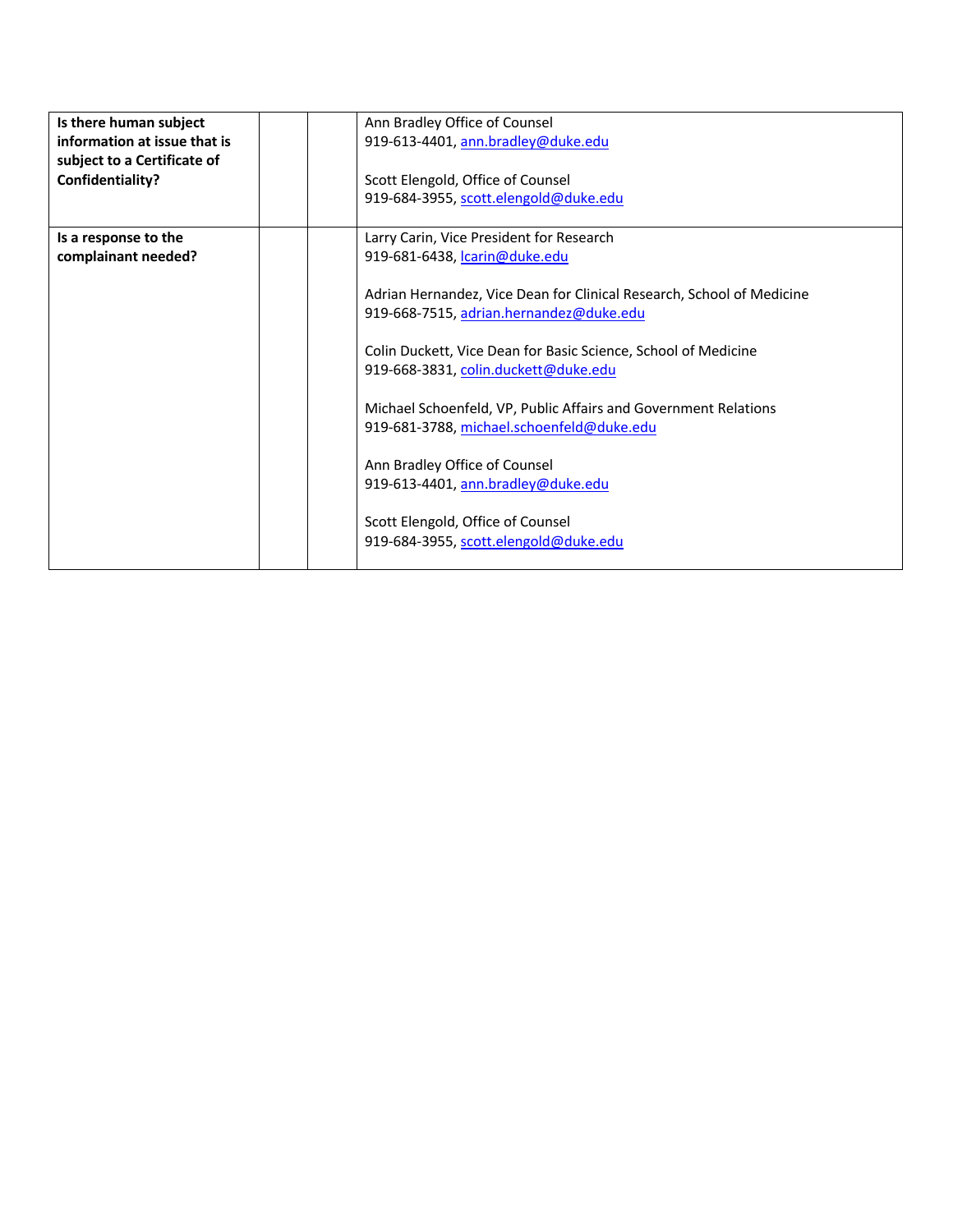| | | | |
|---|---|---|---|
| **Is there human subject information at issue that is subject to a Certificate of Confidentiality?** | | | Ann Bradley Office of Counsel<br>919-613-4401, ann.bradley@duke.edu<br><br>Scott Elengold, Office of Counsel<br>919-684-3955, scott.elengold@duke.edu |
| **Is a response to the complainant needed?** | | | Larry Carin, Vice President for Research<br>919-681-6438, lcarin@duke.edu<br><br>Adrian Hernandez, Vice Dean for Clinical Research, School of Medicine<br>919-668-7515, adrian.hernandez@duke.edu<br><br>Colin Duckett, Vice Dean for Basic Science, School of Medicine<br>919-668-3831, colin.duckett@duke.edu<br><br>Michael Schoenfeld, VP, Public Affairs and Government Relations<br>919-681-3788, michael.schoenfeld@duke.edu<br><br>Ann Bradley Office of Counsel<br>919-613-4401, ann.bradley@duke.edu<br><br>Scott Elengold, Office of Counsel<br>919-684-3955, scott.elengold@duke.edu |